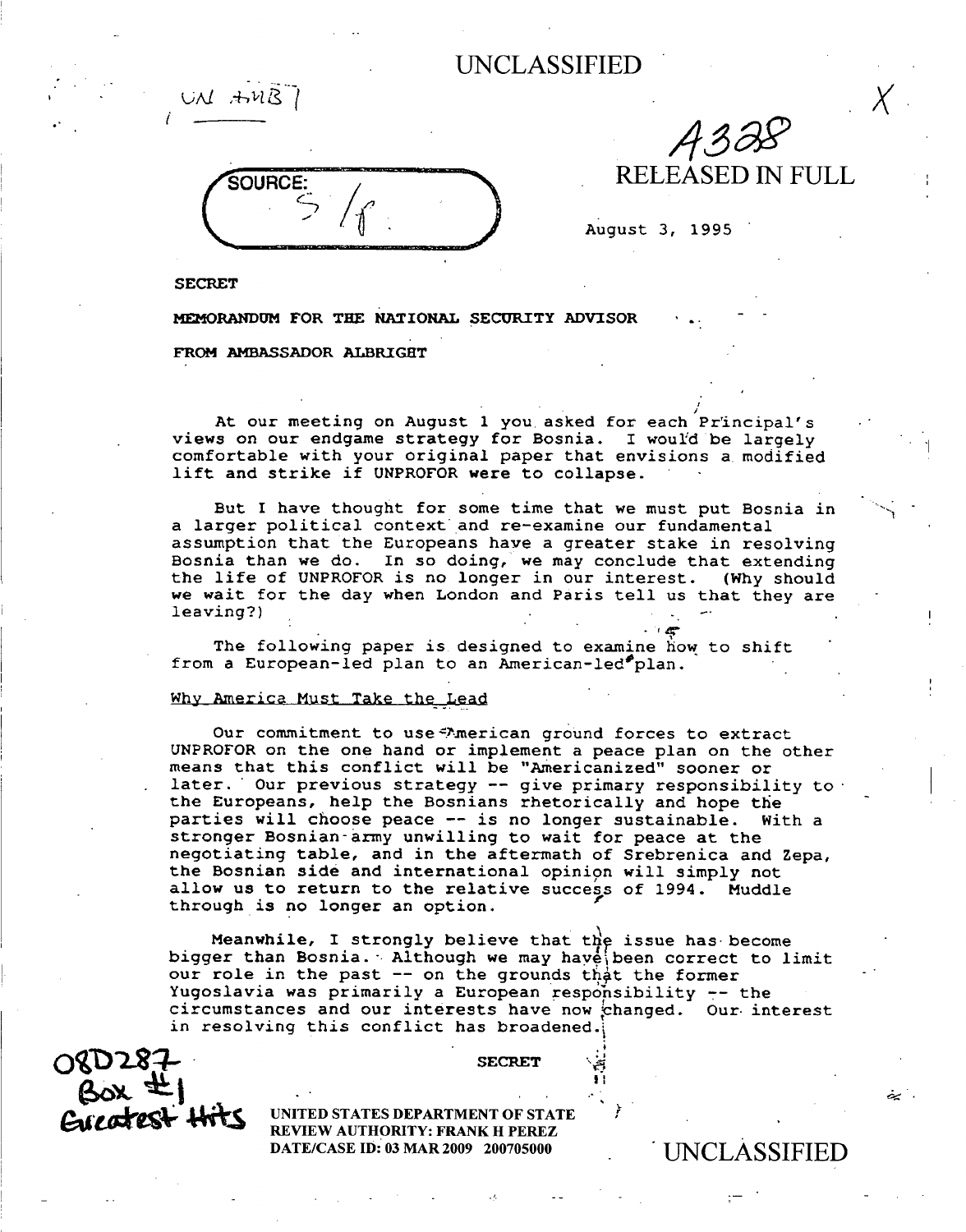UNCLASSIFIED

UN #UB7

SOURCE: S/P

A328

RELEASED IN FULL

August 3, 1995

SECRET

**MEMORANDUM FOR THE NATIONAL SECURITY ADVISOR**

**FROM AMBASSADOR ALBRIGHT**

At our meeting on August 1 you asked for each Principal's views on our endgame strategy for Bosnia. I would be largely comfortable with your original paper that envisions a modified lift and strike if UNPROFOR were to collapse.

But I have thought for some time that we must put Bosnia in a larger political context and re-examine our fundamental assumption that the Europeans have a greater stake in resolving Bosnia than we do. In so doing, we may conclude that extending the life of UNPROFOR is no longer in our interest. (Why should we wait for the day when London and Paris tell us that they are leaving?)

The following paper is designed to examine how to shift from a European-led plan to an American-led plan.

Why America Must Take the Lead

Our commitment to use American ground forces to extract UNPROFOR on the one hand or implement a peace plan on the other means that this conflict will be "Americanized" sooner or later. Our previous strategy -- give primary responsibility to the Europeans, help the Bosnians rhetorically and hope the parties will choose peace -- is no longer sustainable. With a stronger Bosnian army unwilling to wait for peace at the negotiating table, and in the aftermath of Srebrenica and Zepa, the Bosnian side and international opinion will simply not allow us to return to the relative success of 1994. Muddle through is no longer an option.

Meanwhile, I strongly believe that the issue has become bigger than Bosnia. Although we may have been correct to limit our role in the past -- on the grounds that the former Yugoslavia was primarily a European responsibility -- the circumstances and our interests have now changed. Our interest in resolving this conflict has broadened.

SECRET

08D287
Box #1
Greatest Hits

UNITED STATES DEPARTMENT OF STATE
REVIEW AUTHORITY: FRANK H PEREZ
DATE/CASE ID: 03 MAR 2009 200705000

UNCLASSIFIED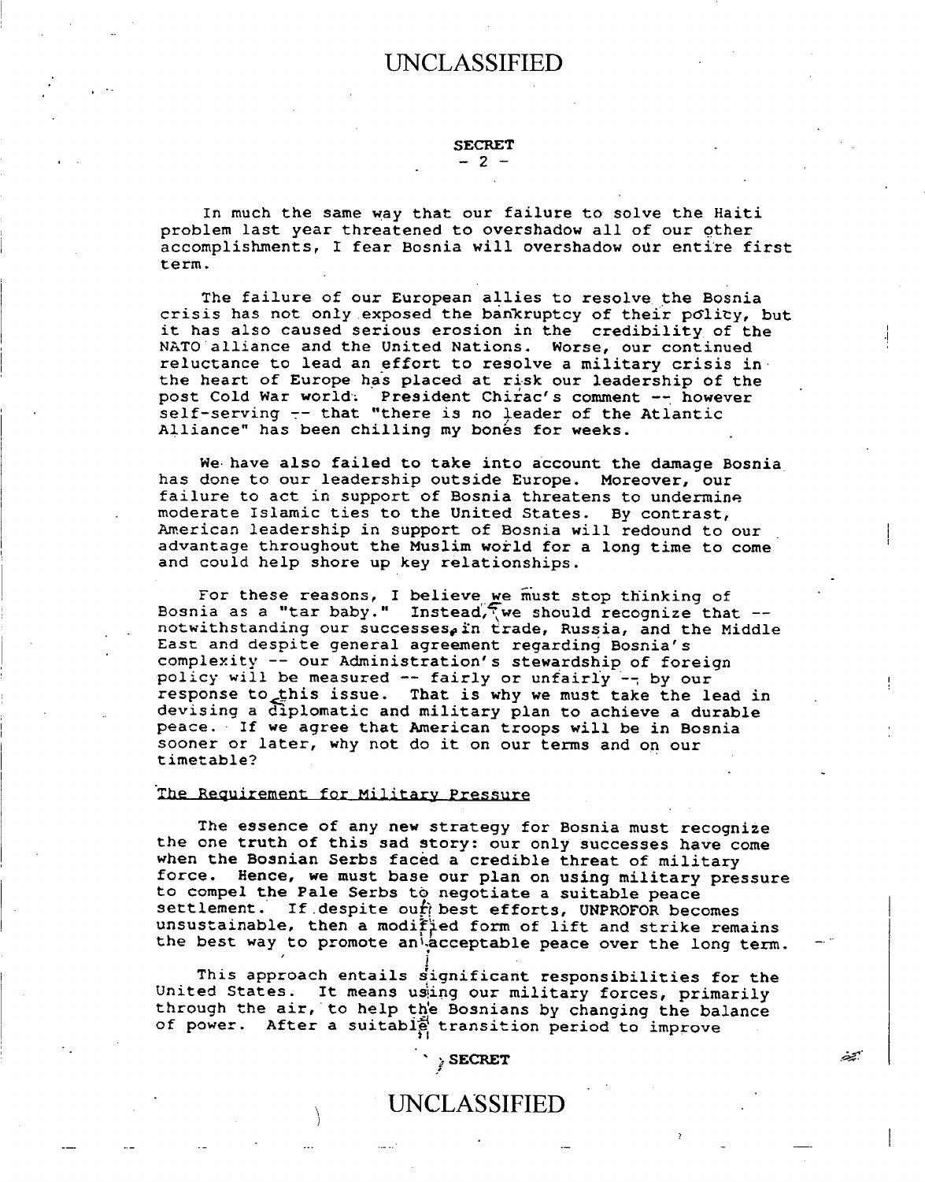In much the same way that our failure to solve the Haiti problem last year threatened to overshadow all of our other accomplishments, I fear Bosnia will overshadow our entire first term.

The failure of our European allies to resolve the Bosnia crisis has not only exposed the bankruptcy of their policy, but it has also caused serious erosion in the credibility of the NATO alliance and the United Nations. Worse, our continued reluctance to lead an effort to resolve a military crisis in the heart of Europe has placed at risk our leadership of the post Cold War world. President Chirac's comment -- however self-serving -- that "there is no leader of the Atlantic Alliance" has been chilling my bones for weeks.

We have also failed to take into account the damage Bosnia has done to our leadership outside Europe. Moreover, our failure to act in support of Bosnia threatens to undermine moderate Islamic ties to the United States. By contrast, American leadership in support of Bosnia will redound to our advantage throughout the Muslim world for a long time to come and could help shore up key relationships.

For these reasons, I believe we must stop thinking of Bosnia as a "tar baby." Instead, we should recognize that -- notwithstanding our successes in trade, Russia, and the Middle East and despite general agreement regarding Bosnia's complexity -- our Administration's stewardship of foreign policy will be measured -- fairly or unfairly -- by our response to this issue. That is why we must take the lead in devising a diplomatic and military plan to achieve a durable peace. If we agree that American troops will be in Bosnia sooner or later, why not do it on our terms and on our timetable?

## The Requirement for Military Pressure

The essence of any new strategy for Bosnia must recognize the one truth of this sad story: our only successes have come when the Bosnian Serbs faced a credible threat of military force. Hence, we must base our plan on using military pressure to compel the Pale Serbs to negotiate a suitable peace settlement. If despite our best efforts, UNPROFOR becomes unsustainable, then a modified form of lift and strike remains the best way to promote an acceptable peace over the long term.

This approach entails significant responsibilities for the United States. It means using our military forces, primarily through the air, to help the Bosnians by changing the balance of power. After a suitable transition period to improve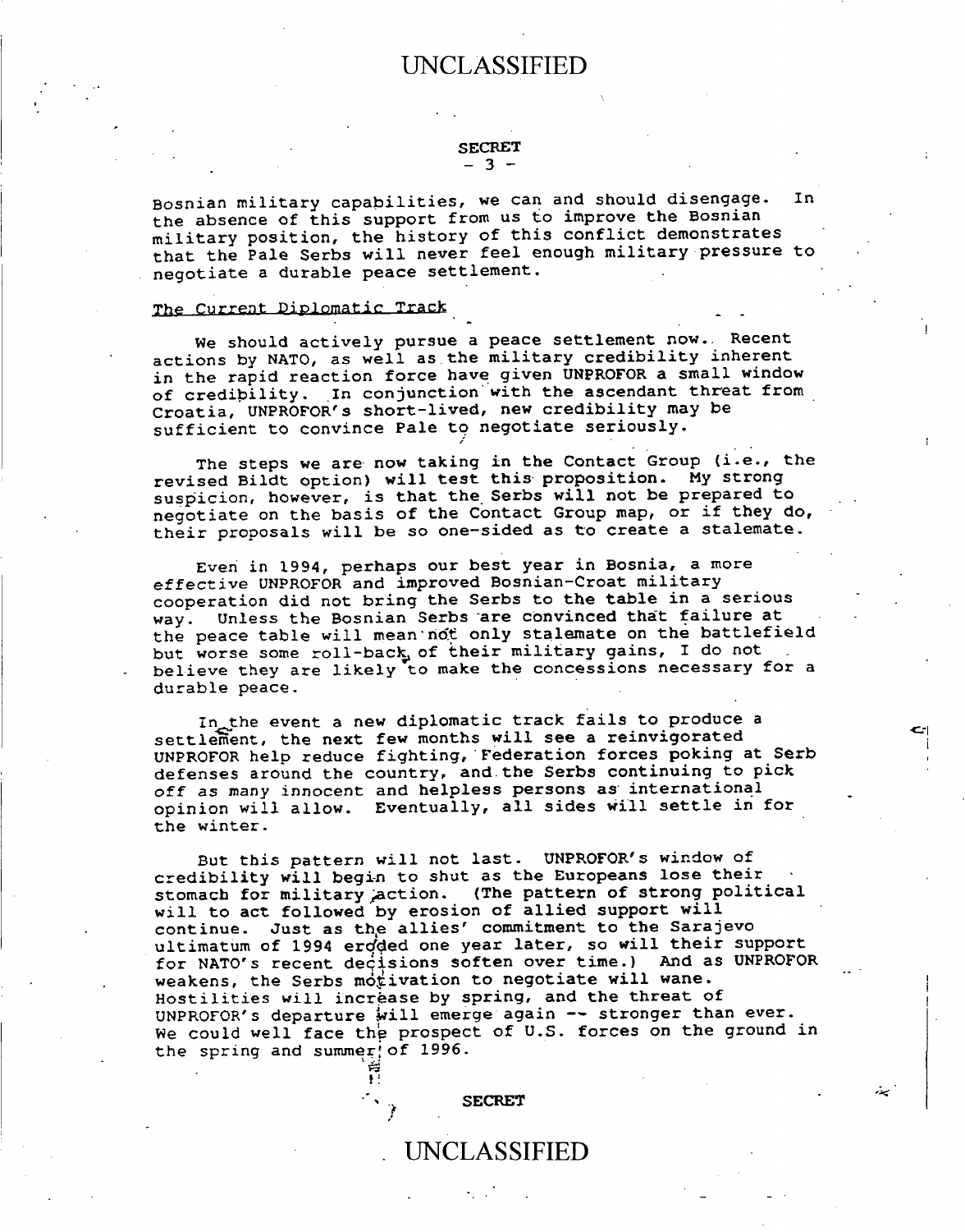Bosnian military capabilities, we can and should disengage. In the absence of this support from us to improve the Bosnian military position, the history of this conflict demonstrates that the Pale Serbs will never feel enough military pressure to negotiate a durable peace settlement.

## The Current Diplomatic Track

We should actively pursue a peace settlement now. Recent actions by NATO, as well as the military credibility inherent in the rapid reaction force have given UNPROFOR a small window of credibility. In conjunction with the ascendant threat from Croatia, UNPROFOR's short-lived, new credibility may be sufficient to convince Pale to negotiate seriously.

The steps we are now taking in the Contact Group (i.e., the revised Bildt option) will test this proposition. My strong suspicion, however, is that the Serbs will not be prepared to negotiate on the basis of the Contact Group map, or if they do, their proposals will be so one-sided as to create a stalemate.

Even in 1994, perhaps our best year in Bosnia, a more effective UNPROFOR and improved Bosnian-Croat military cooperation did not bring the Serbs to the table in a serious way. Unless the Bosnian Serbs are convinced that failure at the peace table will mean not only stalemate on the battlefield but worse some roll-back of their military gains, I do not believe they are likely to make the concessions necessary for a durable peace.

In the event a new diplomatic track fails to produce a settlement, the next few months will see a reinvigorated UNPROFOR help reduce fighting, Federation forces poking at Serb defenses around the country, and the Serbs continuing to pick off as many innocent and helpless persons as international opinion will allow. Eventually, all sides will settle in for the winter.

But this pattern will not last. UNPROFOR's window of credibility will begin to shut as the Europeans lose their stomach for military action. (The pattern of strong political will to act followed by erosion of allied support will continue. Just as the allies' commitment to the Sarajevo ultimatum of 1994 eroded one year later, so will their support for NATO's recent decisions soften over time.) And as UNPROFOR weakens, the Serbs motivation to negotiate will wane. Hostilities will increase by spring, and the threat of UNPROFOR's departure will emerge again -- stronger than ever. We could well face the prospect of U.S. forces on the ground in the spring and summer of 1996.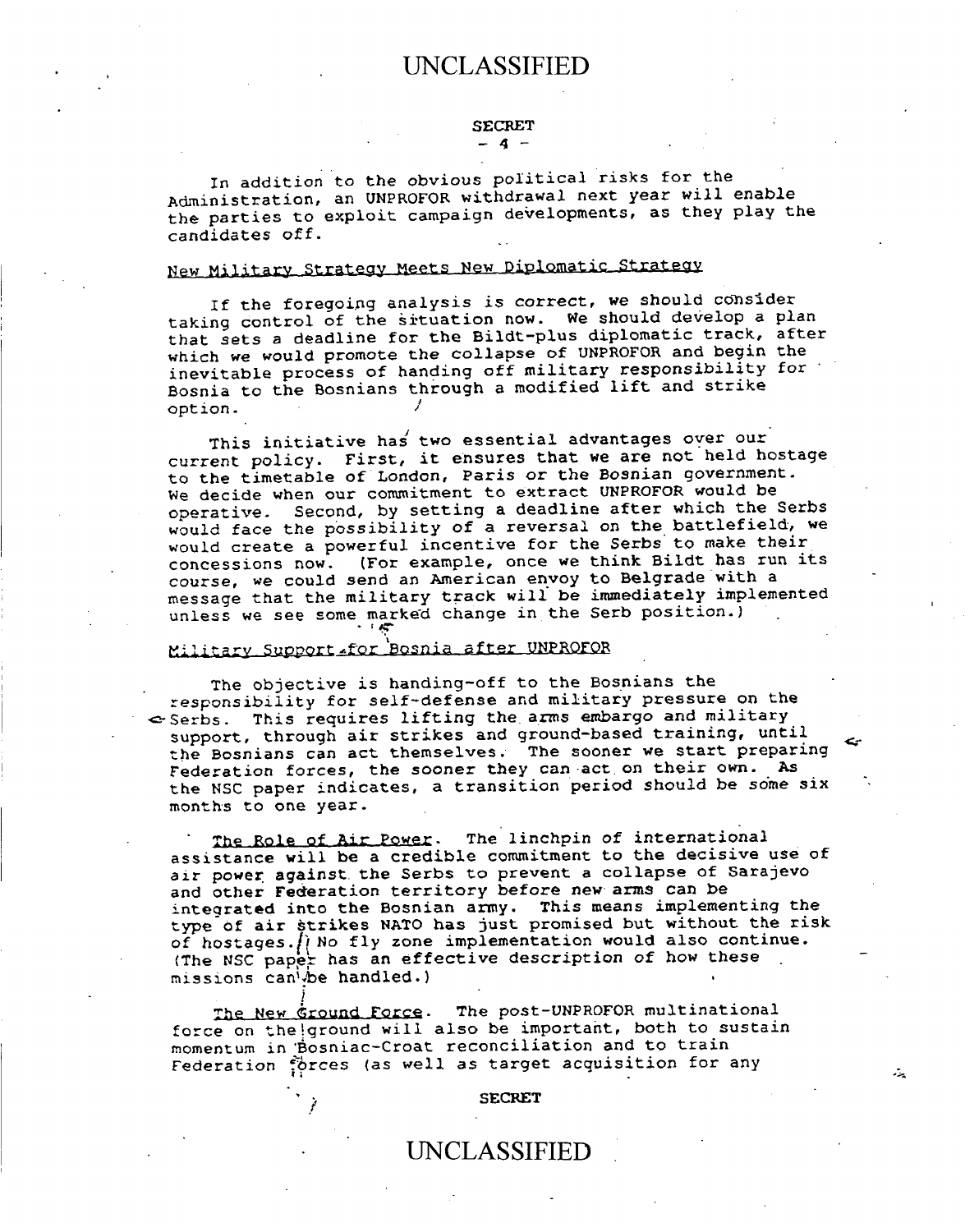In addition to the obvious political risks for the Administration, an UNPROFOR withdrawal next year will enable the parties to exploit campaign developments, as they play the candidates off.

## New Military Strategy Meets New Diplomatic Strategy

If the foregoing analysis is correct, we should consider taking control of the situation now. We should develop a plan that sets a deadline for the Bildt-plus diplomatic track, after which we would promote the collapse of UNPROFOR and begin the inevitable process of handing off military responsibility for Bosnia to the Bosnians through a modified lift and strike option.

This initiative has two essential advantages over our current policy. First, it ensures that we are not held hostage to the timetable of London, Paris or the Bosnian government. We decide when our commitment to extract UNPROFOR would be operative. Second, by setting a deadline after which the Serbs would face the possibility of a reversal on the battlefield, we would create a powerful incentive for the Serbs to make their concessions now. (For example, once we think Bildt has run its course, we could send an American envoy to Belgrade with a message that the military track will be immediately implemented unless we see some marked change in the Serb position.)

## Military Support for Bosnia after UNPROFOR

The objective is handing-off to the Bosnians the responsibility for self-defense and military pressure on the Serbs. This requires lifting the arms embargo and military support, through air strikes and ground-based training, until the Bosnians can act themselves. The sooner we start preparing Federation forces, the sooner they can act on their own. As the NSC paper indicates, a transition period should be some six months to one year.

The Role of Air Power. The linchpin of international assistance will be a credible commitment to the decisive use of air power against the Serbs to prevent a collapse of Sarajevo and other Federation territory before new arms can be integrated into the Bosnian army. This means implementing the type of air strikes NATO has just promised but without the risk of hostages. No fly zone implementation would also continue. (The NSC paper has an effective description of how these missions can be handled.)

The New Ground Force. The post-UNPROFOR multinational force on the ground will also be important, both to sustain momentum in Bosniac-Croat reconciliation and to train Federation forces (as well as target acquisition for any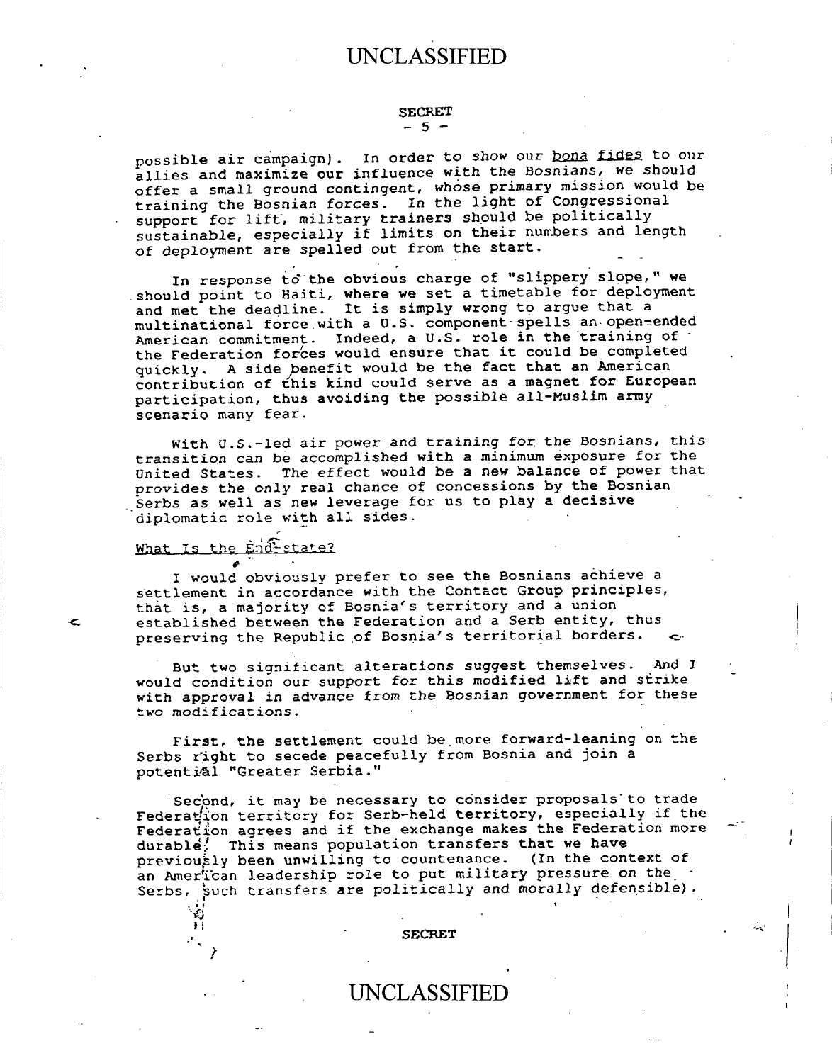possible air campaign). In order to show our bona fides to our allies and maximize our influence with the Bosnians, we should offer a small ground contingent, whose primary mission would be training the Bosnian forces. In the light of Congressional support for lift, military trainers should be politically sustainable, especially if limits on their numbers and length of deployment are spelled out from the start.

In response to the obvious charge of "slippery slope," we should point to Haiti, where we set a timetable for deployment and met the deadline. It is simply wrong to argue that a multinational force with a U.S. component spells an open-ended American commitment. Indeed, a U.S. role in the training of the Federation forces would ensure that it could be completed quickly. A side benefit would be the fact that an American contribution of this kind could serve as a magnet for European participation, thus avoiding the possible all-Muslim army scenario many fear.

With U.S.-led air power and training for the Bosnians, this transition can be accomplished with a minimum exposure for the United States. The effect would be a new balance of power that provides the only real chance of concessions by the Bosnian Serbs as well as new leverage for us to play a decisive diplomatic role with all sides.

## What Is the End-state?

I would obviously prefer to see the Bosnians achieve a settlement in accordance with the Contact Group principles, that is, a majority of Bosnia's territory and a union established between the Federation and a Serb entity, thus preserving the Republic of Bosnia's territorial borders.

But two significant alterations suggest themselves. And I would condition our support for this modified lift and strike with approval in advance from the Bosnian government for these two modifications.

First, the settlement could be more forward-leaning on the Serbs right to secede peacefully from Bosnia and join a potential "Greater Serbia."

Second, it may be necessary to consider proposals to trade Federation territory for Serb-held territory, especially if the Federation agrees and if the exchange makes the Federation more durable. This means population transfers that we have previously been unwilling to countenance. (In the context of an American leadership role to put military pressure on the Serbs, such transfers are politically and morally defensible).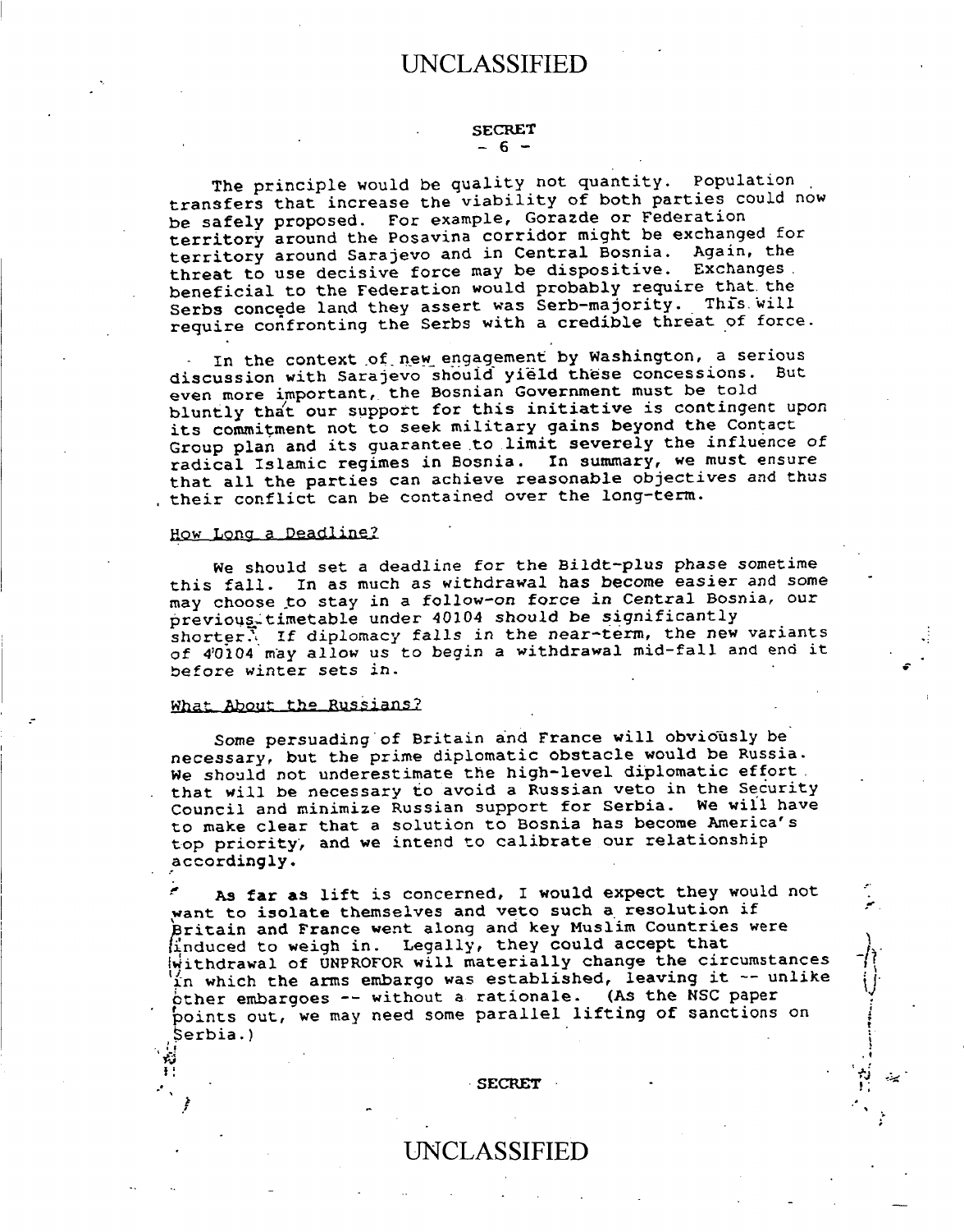The principle would be quality not quantity. Population transfers that increase the viability of both parties could now be safely proposed. For example, Gorazde or Federation territory around the Posavina corridor might be exchanged for territory around Sarajevo and in Central Bosnia. Again, the threat to use decisive force may be dispositive. Exchanges beneficial to the Federation would probably require that the Serbs concede land they assert was Serb-majority. This will require confronting the Serbs with a credible threat of force.

In the context of new engagement by Washington, a serious discussion with Sarajevo should yield these concessions. But even more important, the Bosnian Government must be told bluntly that our support for this initiative is contingent upon its commitment not to seek military gains beyond the Contact Group plan and its guarantee to limit severely the influence of radical Islamic regimes in Bosnia. In summary, we must ensure that all the parties can achieve reasonable objectives and thus their conflict can be contained over the long-term.

### How Long a Deadline?

We should set a deadline for the Bildt-plus phase sometime this fall. In as much as withdrawal has become easier and some may choose to stay in a follow-on force in Central Bosnia, our previous timetable under 40104 should be significantly shorter. If diplomacy fails in the near-term, the new variants of 40104 may allow us to begin a withdrawal mid-fall and end it before winter sets in.

### What About the Russians?

Some persuading of Britain and France will obviously be necessary, but the prime diplomatic obstacle would be Russia. We should not underestimate the high-level diplomatic effort that will be necessary to avoid a Russian veto in the Security Council and minimize Russian support for Serbia. We will have to make clear that a solution to Bosnia has become America's top priority, and we intend to calibrate our relationship accordingly.

As far as lift is concerned, I would expect they would not want to isolate themselves and veto such a resolution if Britain and France went along and key Muslim Countries were induced to weigh in. Legally, they could accept that withdrawal of UNPROFOR will materially change the circumstances in which the arms embargo was established, leaving it -- unlike other embargoes -- without a rationale. (As the NSC paper points out, we may need some parallel lifting of sanctions on Serbia.)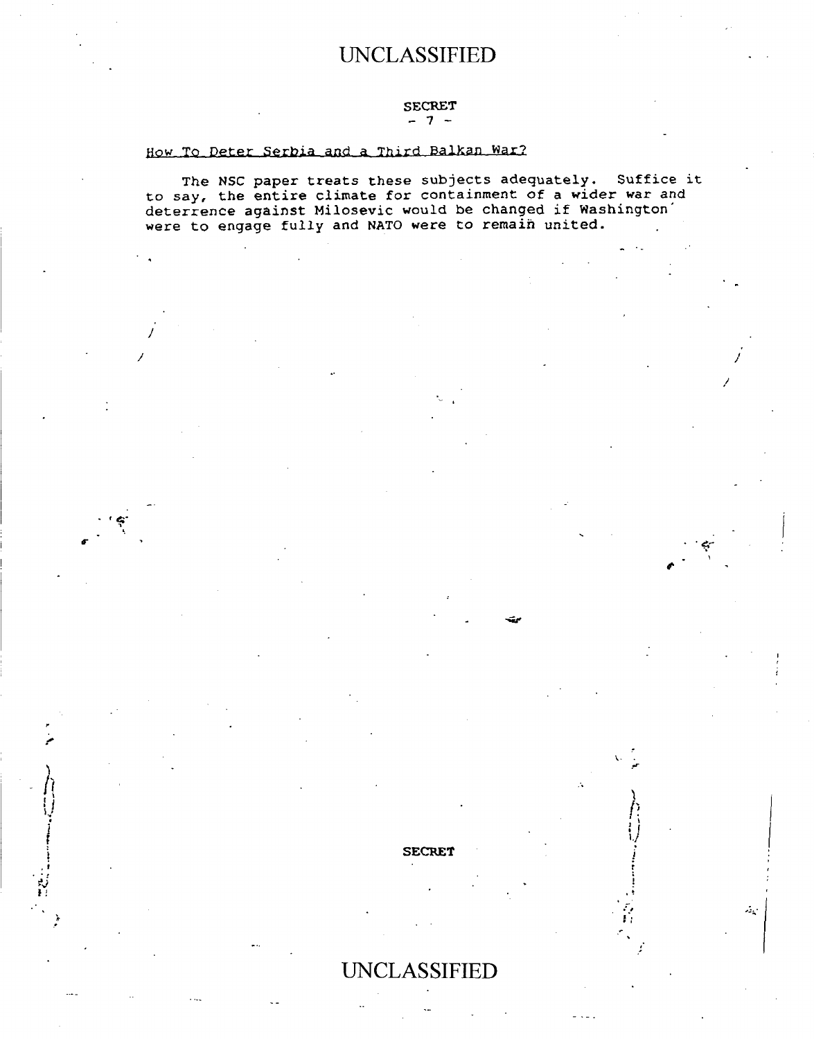## How To Deter Serbia and a Third Balkan War?

The NSC paper treats these subjects adequately. Suffice it to say, the entire climate for containment of a wider war and deterrence against Milosevic would be changed if Washington were to engage fully and NATO were to remain united.